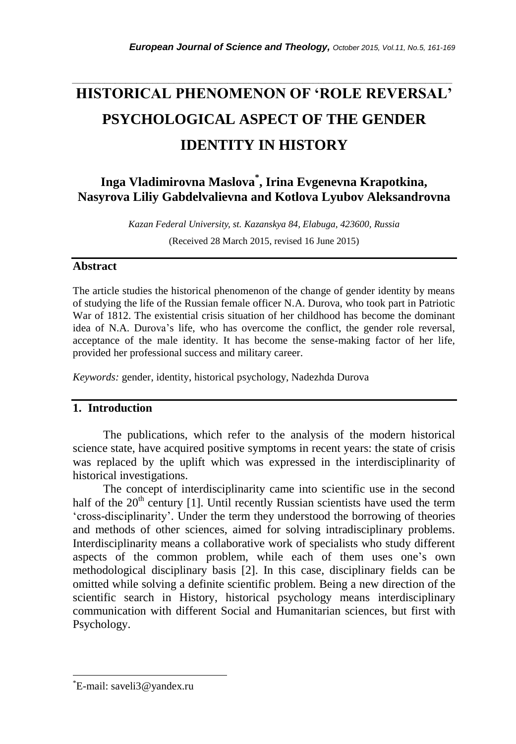# HISTORICAL PHENOMENON OF 'ROLE REVERSAL' PSYCHOLOGICAL ASPECT OF THE GENDER IDENTITY IN HISTORY

## Inga Vladimirovna Maslova*, Irina Evgenevna Krapotkina, Nasyrova Liliy Gabdelvalievna and Kotlova Lyubov Aleksandrovna

*Kazan Federal University, st. Kazanskya 84, Elabuga, 423600, Russia*

(Received 28 March 2015, revised 16 June 2015)

## Abstract

The article studies the historical phenomenon of the change of gender identity by means of studying the life of the Russian female officer N.A. Durova, who took part in Patriotic War of 1812. The existential crisis situation of her childhood has become the dominant idea of N.A. Durova's life, who has overcome the conflict, the gender role reversal, acceptance of the male identity. It has become the sense-making factor of her life, provided her professional success and military career.

*Keywords:* gender, identity, historical psychology, Nadezhda Durova

## 1. Introduction

The publications, which refer to the analysis of the modern historical science state, have acquired positive symptoms in recent years: the state of crisis was replaced by the uplift which was expressed in the interdisciplinarity of historical investigations.

The concept of interdisciplinarity came into scientific use in the second half of the 20th century [1]. Until recently Russian scientists have used the term 'cross-disciplinarity'. Under the term they understood the borrowing of theories and methods of other sciences, aimed for solving intradisciplinary problems. Interdisciplinarity means a collaborative work of specialists who study different aspects of the common problem, while each of them uses one's own methodological disciplinary basis [2]. In this case, disciplinary fields can be omitted while solving a definite scientific problem. Being a new direction of the scientific search in History, historical psychology means interdisciplinary communication with different Social and Humanitarian sciences, but first with Psychology.

---

*E-mail: saveli3@yandex.ru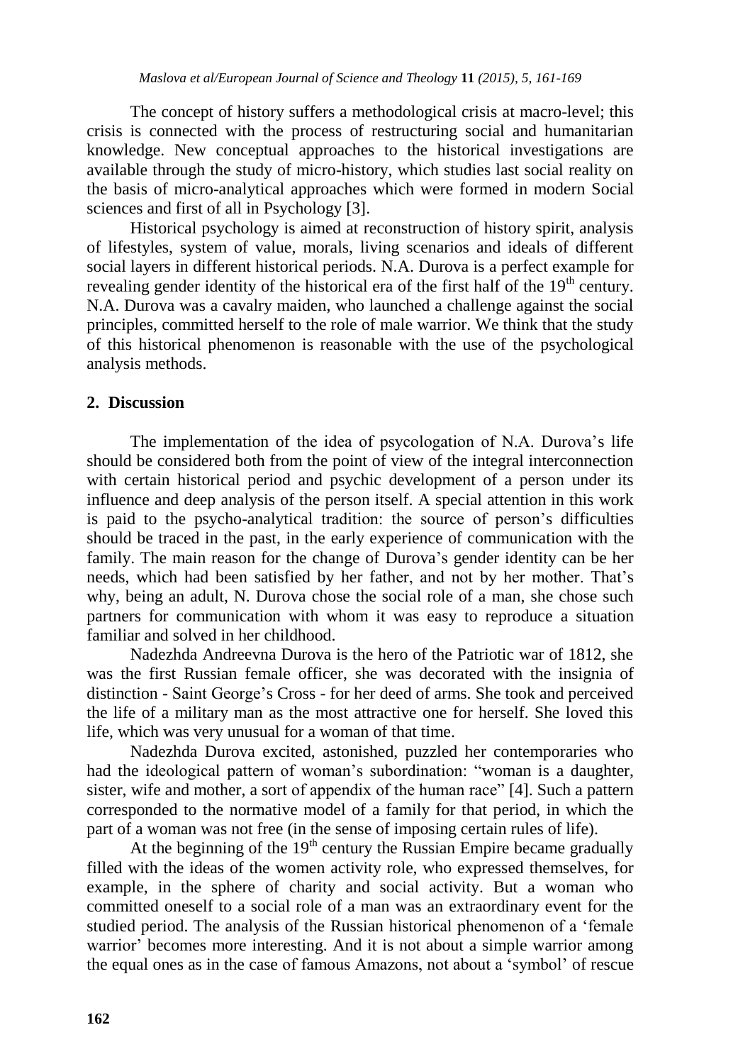The concept of history suffers a methodological crisis at macro-level; this crisis is connected with the process of restructuring social and humanitarian knowledge. New conceptual approaches to the historical investigations are available through the study of micro-history, which studies last social reality on the basis of micro-analytical approaches which were formed in modern Social sciences and first of all in Psychology [3].

Historical psychology is aimed at reconstruction of history spirit, analysis of lifestyles, system of value, morals, living scenarios and ideals of different social layers in different historical periods. N.A. Durova is a perfect example for revealing gender identity of the historical era of the first half of the 19th century. N.A. Durova was a cavalry maiden, who launched a challenge against the social principles, committed herself to the role of male warrior. We think that the study of this historical phenomenon is reasonable with the use of the psychological analysis methods.

## 2. Discussion

The implementation of the idea of psycologation of N.A. Durova's life should be considered both from the point of view of the integral interconnection with certain historical period and psychic development of a person under its influence and deep analysis of the person itself. A special attention in this work is paid to the psycho-analytical tradition: the source of person's difficulties should be traced in the past, in the early experience of communication with the family. The main reason for the change of Durova's gender identity can be her needs, which had been satisfied by her father, and not by her mother. That's why, being an adult, N. Durova chose the social role of a man, she chose such partners for communication with whom it was easy to reproduce a situation familiar and solved in her childhood.

Nadezhda Andreevna Durova is the hero of the Patriotic war of 1812, she was the first Russian female officer, she was decorated with the insignia of distinction - Saint George's Cross - for her deed of arms. She took and perceived the life of a military man as the most attractive one for herself. She loved this life, which was very unusual for a woman of that time.

Nadezhda Durova excited, astonished, puzzled her contemporaries who had the ideological pattern of woman's subordination: "woman is a daughter, sister, wife and mother, a sort of appendix of the human race" [4]. Such a pattern corresponded to the normative model of a family for that period, in which the part of a woman was not free (in the sense of imposing certain rules of life).

At the beginning of the 19th century the Russian Empire became gradually filled with the ideas of the women activity role, who expressed themselves, for example, in the sphere of charity and social activity. But a woman who committed oneself to a social role of a man was an extraordinary event for the studied period. The analysis of the Russian historical phenomenon of a 'female warrior' becomes more interesting. And it is not about a simple warrior among the equal ones as in the case of famous Amazons, not about a 'symbol' of rescue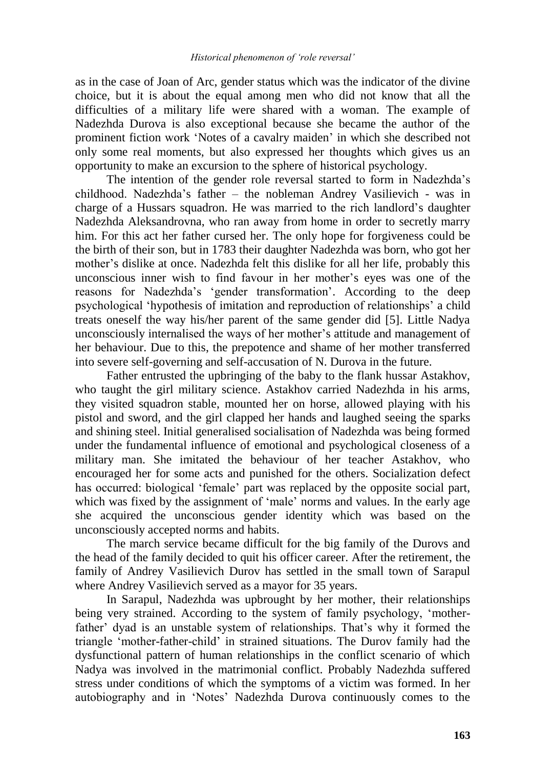as in the case of Joan of Arc, gender status which was the indicator of the divine choice, but it is about the equal among men who did not know that all the difficulties of a military life were shared with a woman. The example of Nadezhda Durova is also exceptional because she became the author of the prominent fiction work 'Notes of a cavalry maiden' in which she described not only some real moments, but also expressed her thoughts which gives us an opportunity to make an excursion to the sphere of historical psychology.

The intention of the gender role reversal started to form in Nadezhda's childhood. Nadezhda's father – the nobleman Andrey Vasilievich - was in charge of a Hussars squadron. He was married to the rich landlord's daughter Nadezhda Aleksandrovna, who ran away from home in order to secretly marry him. For this act her father cursed her. The only hope for forgiveness could be the birth of their son, but in 1783 their daughter Nadezhda was born, who got her mother's dislike at once. Nadezhda felt this dislike for all her life, probably this unconscious inner wish to find favour in her mother's eyes was one of the reasons for Nadezhda's 'gender transformation'. According to the deep psychological 'hypothesis of imitation and reproduction of relationships' a child treats oneself the way his/her parent of the same gender did [5]. Little Nadya unconsciously internalised the ways of her mother's attitude and management of her behaviour. Due to this, the prepotence and shame of her mother transferred into severe self-governing and self-accusation of N. Durova in the future.

Father entrusted the upbringing of the baby to the flank hussar Astakhov, who taught the girl military science. Astakhov carried Nadezhda in his arms, they visited squadron stable, mounted her on horse, allowed playing with his pistol and sword, and the girl clapped her hands and laughed seeing the sparks and shining steel. Initial generalised socialisation of Nadezhda was being formed under the fundamental influence of emotional and psychological closeness of a military man. She imitated the behaviour of her teacher Astakhov, who encouraged her for some acts and punished for the others. Socialization defect has occurred: biological 'female' part was replaced by the opposite social part, which was fixed by the assignment of 'male' norms and values. In the early age she acquired the unconscious gender identity which was based on the unconsciously accepted norms and habits.

The march service became difficult for the big family of the Durovs and the head of the family decided to quit his officer career. After the retirement, the family of Andrey Vasilievich Durov has settled in the small town of Sarapul where Andrey Vasilievich served as a mayor for 35 years.

In Sarapul, Nadezhda was upbrought by her mother, their relationships being very strained. According to the system of family psychology, 'mother-father' dyad is an unstable system of relationships. That's why it formed the triangle 'mother-father-child' in strained situations. The Durov family had the dysfunctional pattern of human relationships in the conflict scenario of which Nadya was involved in the matrimonial conflict. Probably Nadezhda suffered stress under conditions of which the symptoms of a victim was formed. In her autobiography and in 'Notes' Nadezhda Durova continuously comes to the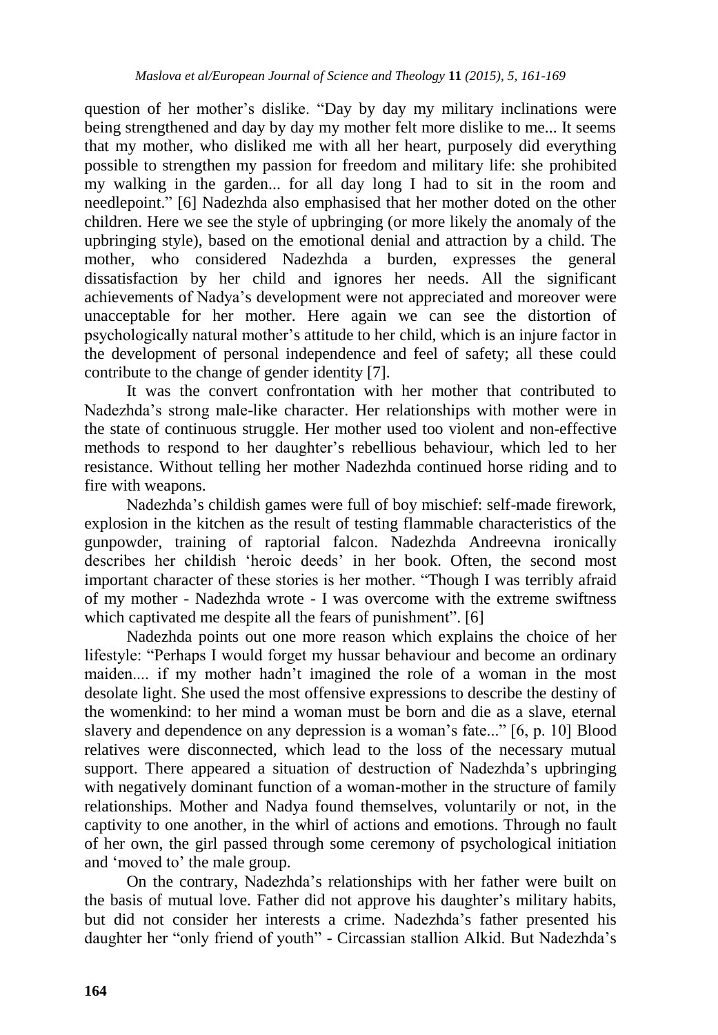question of her mother's dislike. "Day by day my military inclinations were being strengthened and day by day my mother felt more dislike to me... It seems that my mother, who disliked me with all her heart, purposely did everything possible to strengthen my passion for freedom and military life: she prohibited my walking in the garden... for all day long I had to sit in the room and needlepoint." [6] Nadezhda also emphasised that her mother doted on the other children. Here we see the style of upbringing (or more likely the anomaly of the upbringing style), based on the emotional denial and attraction by a child. The mother, who considered Nadezhda a burden, expresses the general dissatisfaction by her child and ignores her needs. All the significant achievements of Nadya's development were not appreciated and moreover were unacceptable for her mother. Here again we can see the distortion of psychologically natural mother's attitude to her child, which is an injure factor in the development of personal independence and feel of safety; all these could contribute to the change of gender identity [7].

It was the convert confrontation with her mother that contributed to Nadezhda's strong male-like character. Her relationships with mother were in the state of continuous struggle. Her mother used too violent and non-effective methods to respond to her daughter's rebellious behaviour, which led to her resistance. Without telling her mother Nadezhda continued horse riding and to fire with weapons.

Nadezhda's childish games were full of boy mischief: self-made firework, explosion in the kitchen as the result of testing flammable characteristics of the gunpowder, training of raptorial falcon. Nadezhda Andreevna ironically describes her childish 'heroic deeds' in her book. Often, the second most important character of these stories is her mother. "Though I was terribly afraid of my mother - Nadezhda wrote - I was overcome with the extreme swiftness which captivated me despite all the fears of punishment". [6]

Nadezhda points out one more reason which explains the choice of her lifestyle: "Perhaps I would forget my hussar behaviour and become an ordinary maiden.... if my mother hadn't imagined the role of a woman in the most desolate light. She used the most offensive expressions to describe the destiny of the womenkind: to her mind a woman must be born and die as a slave, eternal slavery and dependence on any depression is a woman's fate..." [6, p. 10] Blood relatives were disconnected, which lead to the loss of the necessary mutual support. There appeared a situation of destruction of Nadezhda's upbringing with negatively dominant function of a woman-mother in the structure of family relationships. Mother and Nadya found themselves, voluntarily or not, in the captivity to one another, in the whirl of actions and emotions. Through no fault of her own, the girl passed through some ceremony of psychological initiation and 'moved to' the male group.

On the contrary, Nadezhda's relationships with her father were built on the basis of mutual love. Father did not approve his daughter's military habits, but did not consider her interests a crime. Nadezhda's father presented his daughter her "only friend of youth" - Circassian stallion Alkid. But Nadezhda's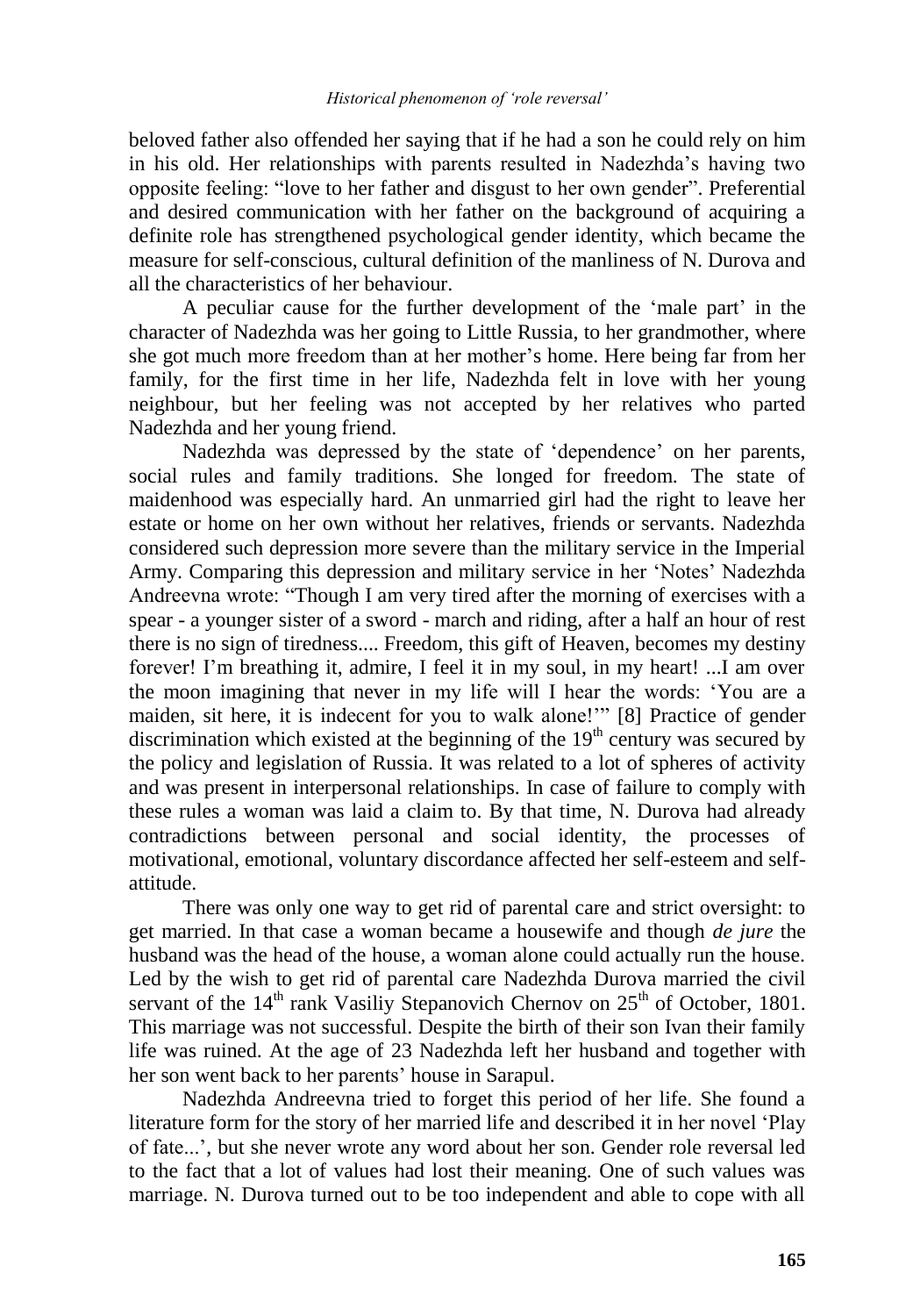beloved father also offended her saying that if he had a son he could rely on him in his old. Her relationships with parents resulted in Nadezhda's having two opposite feeling: "love to her father and disgust to her own gender". Preferential and desired communication with her father on the background of acquiring a definite role has strengthened psychological gender identity, which became the measure for self-conscious, cultural definition of the manliness of N. Durova and all the characteristics of her behaviour.

A peculiar cause for the further development of the 'male part' in the character of Nadezhda was her going to Little Russia, to her grandmother, where she got much more freedom than at her mother's home. Here being far from her family, for the first time in her life, Nadezhda felt in love with her young neighbour, but her feeling was not accepted by her relatives who parted Nadezhda and her young friend.

Nadezhda was depressed by the state of 'dependence' on her parents, social rules and family traditions. She longed for freedom. The state of maidenhood was especially hard. An unmarried girl had the right to leave her estate or home on her own without her relatives, friends or servants. Nadezhda considered such depression more severe than the military service in the Imperial Army. Comparing this depression and military service in her 'Notes' Nadezhda Andreevna wrote: "Though I am very tired after the morning of exercises with a spear - a younger sister of a sword - march and riding, after a half an hour of rest there is no sign of tiredness.... Freedom, this gift of Heaven, becomes my destiny forever! I'm breathing it, admire, I feel it in my soul, in my heart! ...I am over the moon imagining that never in my life will I hear the words: 'You are a maiden, sit here, it is indecent for you to walk alone!'" [8] Practice of gender discrimination which existed at the beginning of the 19th century was secured by the policy and legislation of Russia. It was related to a lot of spheres of activity and was present in interpersonal relationships. In case of failure to comply with these rules a woman was laid a claim to. By that time, N. Durova had already contradictions between personal and social identity, the processes of motivational, emotional, voluntary discordance affected her self-esteem and self-attitude.

There was only one way to get rid of parental care and strict oversight: to get married. In that case a woman became a housewife and though *de jure* the husband was the head of the house, a woman alone could actually run the house. Led by the wish to get rid of parental care Nadezhda Durova married the civil servant of the 14th rank Vasiliy Stepanovich Chernov on 25th of October, 1801. This marriage was not successful. Despite the birth of their son Ivan their family life was ruined. At the age of 23 Nadezhda left her husband and together with her son went back to her parents' house in Sarapul.

Nadezhda Andreevna tried to forget this period of her life. She found a literature form for the story of her married life and described it in her novel 'Play of fate...', but she never wrote any word about her son. Gender role reversal led to the fact that a lot of values had lost their meaning. One of such values was marriage. N. Durova turned out to be too independent and able to cope with all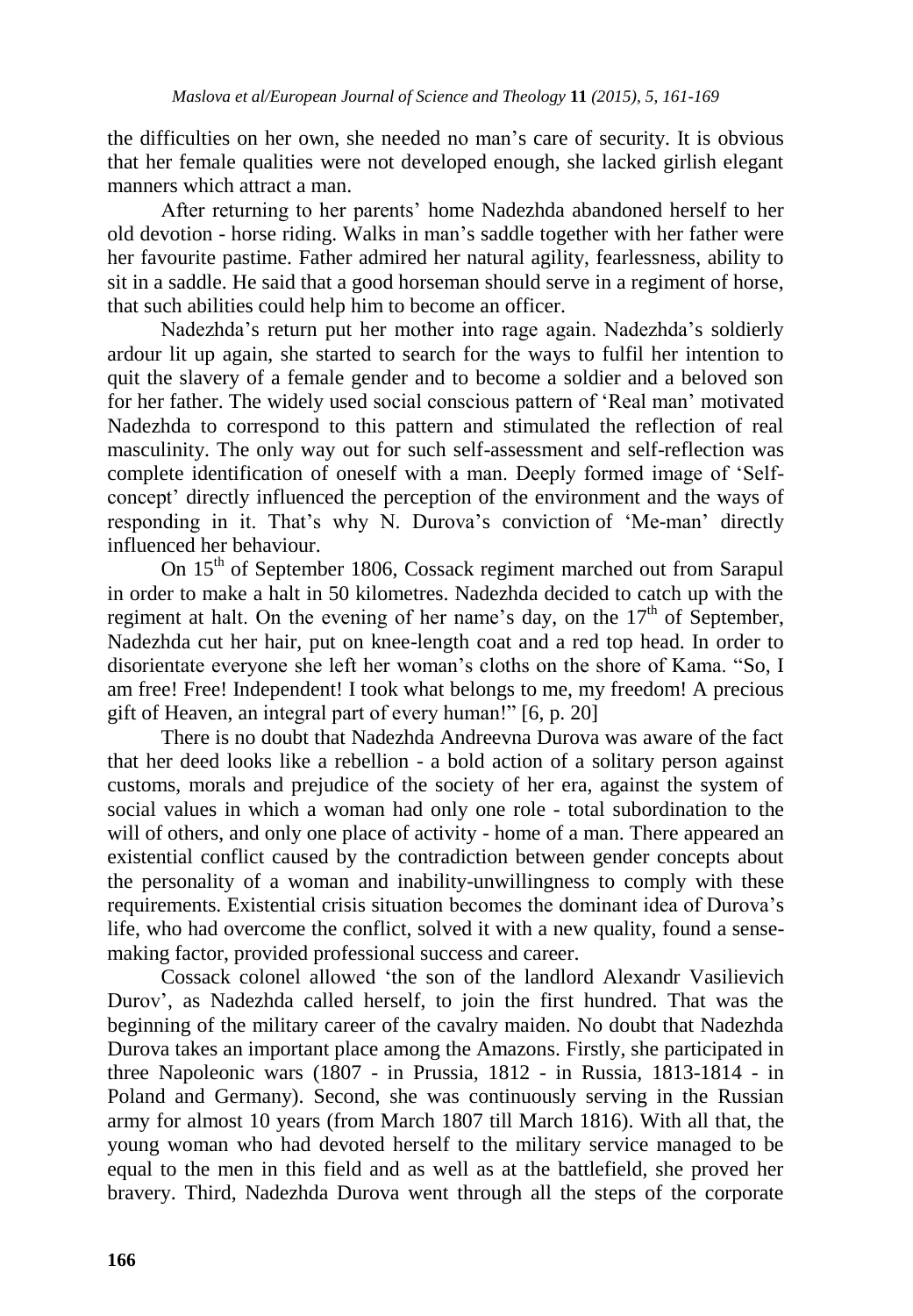the difficulties on her own, she needed no man's care of security. It is obvious that her female qualities were not developed enough, she lacked girlish elegant manners which attract a man.

After returning to her parents' home Nadezhda abandoned herself to her old devotion - horse riding. Walks in man's saddle together with her father were her favourite pastime. Father admired her natural agility, fearlessness, ability to sit in a saddle. He said that a good horseman should serve in a regiment of horse, that such abilities could help him to become an officer.

Nadezhda's return put her mother into rage again. Nadezhda's soldierly ardour lit up again, she started to search for the ways to fulfil her intention to quit the slavery of a female gender and to become a soldier and a beloved son for her father. The widely used social conscious pattern of 'Real man' motivated Nadezhda to correspond to this pattern and stimulated the reflection of real masculinity. The only way out for such self-assessment and self-reflection was complete identification of oneself with a man. Deeply formed image of 'Self-concept' directly influenced the perception of the environment and the ways of responding in it. That's why N. Durova's conviction of 'Me-man' directly influenced her behaviour.

On 15th of September 1806, Cossack regiment marched out from Sarapul in order to make a halt in 50 kilometres. Nadezhda decided to catch up with the regiment at halt. On the evening of her name's day, on the 17th of September, Nadezhda cut her hair, put on knee-length coat and a red top head. In order to disorientate everyone she left her woman's cloths on the shore of Kama. "So, I am free! Free! Independent! I took what belongs to me, my freedom! A precious gift of Heaven, an integral part of every human!" [6, p. 20]

There is no doubt that Nadezhda Andreevna Durova was aware of the fact that her deed looks like a rebellion - a bold action of a solitary person against customs, morals and prejudice of the society of her era, against the system of social values in which a woman had only one role - total subordination to the will of others, and only one place of activity - home of a man. There appeared an existential conflict caused by the contradiction between gender concepts about the personality of a woman and inability-unwillingness to comply with these requirements. Existential crisis situation becomes the dominant idea of Durova's life, who had overcome the conflict, solved it with a new quality, found a sense-making factor, provided professional success and career.

Cossack colonel allowed 'the son of the landlord Alexandr Vasilievich Durov', as Nadezhda called herself, to join the first hundred. That was the beginning of the military career of the cavalry maiden. No doubt that Nadezhda Durova takes an important place among the Amazons. Firstly, she participated in three Napoleonic wars (1807 - in Prussia, 1812 - in Russia, 1813-1814 - in Poland and Germany). Second, she was continuously serving in the Russian army for almost 10 years (from March 1807 till March 1816). With all that, the young woman who had devoted herself to the military service managed to be equal to the men in this field and as well as at the battlefield, she proved her bravery. Third, Nadezhda Durova went through all the steps of the corporate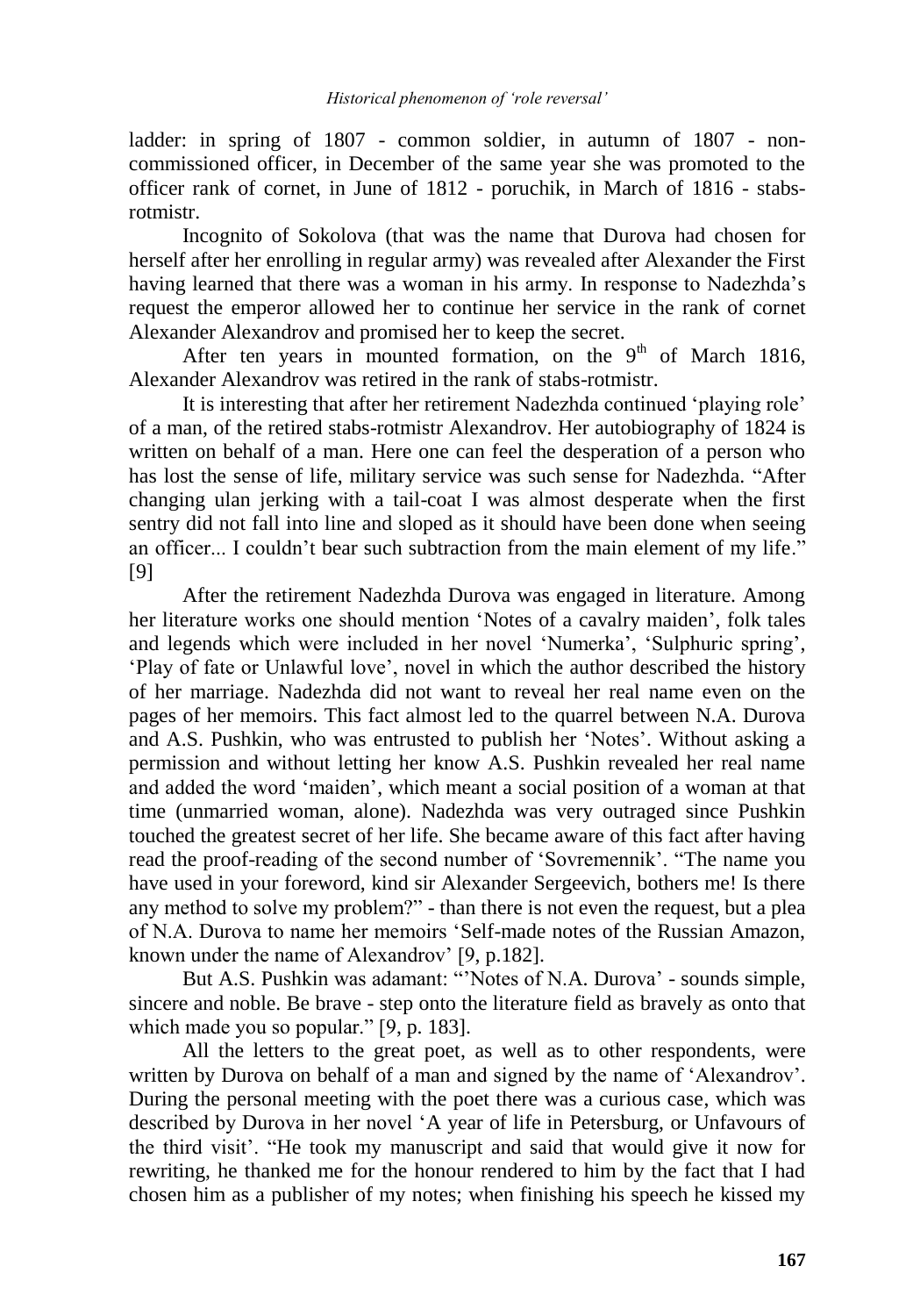ladder: in spring of 1807 - common soldier, in autumn of 1807 - non-commissioned officer, in December of the same year she was promoted to the officer rank of cornet, in June of 1812 - poruchik, in March of 1816 - stabs-rotmistr.

Incognito of Sokolova (that was the name that Durova had chosen for herself after her enrolling in regular army) was revealed after Alexander the First having learned that there was a woman in his army. In response to Nadezhda's request the emperor allowed her to continue her service in the rank of cornet Alexander Alexandrov and promised her to keep the secret.

After ten years in mounted formation, on the 9th of March 1816, Alexander Alexandrov was retired in the rank of stabs-rotmistr.

It is interesting that after her retirement Nadezhda continued 'playing role' of a man, of the retired stabs-rotmistr Alexandrov. Her autobiography of 1824 is written on behalf of a man. Here one can feel the desperation of a person who has lost the sense of life, military service was such sense for Nadezhda. "After changing ulan jerking with a tail-coat I was almost desperate when the first sentry did not fall into line and sloped as it should have been done when seeing an officer... I couldn't bear such subtraction from the main element of my life." [9]

After the retirement Nadezhda Durova was engaged in literature. Among her literature works one should mention 'Notes of a cavalry maiden', folk tales and legends which were included in her novel 'Numerka', 'Sulphuric spring', 'Play of fate or Unlawful love', novel in which the author described the history of her marriage. Nadezhda did not want to reveal her real name even on the pages of her memoirs. This fact almost led to the quarrel between N.A. Durova and A.S. Pushkin, who was entrusted to publish her 'Notes'. Without asking a permission and without letting her know A.S. Pushkin revealed her real name and added the word 'maiden', which meant a social position of a woman at that time (unmarried woman, alone). Nadezhda was very outraged since Pushkin touched the greatest secret of her life. She became aware of this fact after having read the proof-reading of the second number of 'Sovremennik'. "The name you have used in your foreword, kind sir Alexander Sergeevich, bothers me! Is there any method to solve my problem?" - than there is not even the request, but a plea of N.A. Durova to name her memoirs 'Self-made notes of the Russian Amazon, known under the name of Alexandrov' [9, p.182].

But A.S. Pushkin was adamant: "'Notes of N.A. Durova' - sounds simple, sincere and noble. Be brave - step onto the literature field as bravely as onto that which made you so popular." [9, p. 183].

All the letters to the great poet, as well as to other respondents, were written by Durova on behalf of a man and signed by the name of 'Alexandrov'. During the personal meeting with the poet there was a curious case, which was described by Durova in her novel 'A year of life in Petersburg, or Unfavours of the third visit'. "He took my manuscript and said that would give it now for rewriting, he thanked me for the honour rendered to him by the fact that I had chosen him as a publisher of my notes; when finishing his speech he kissed my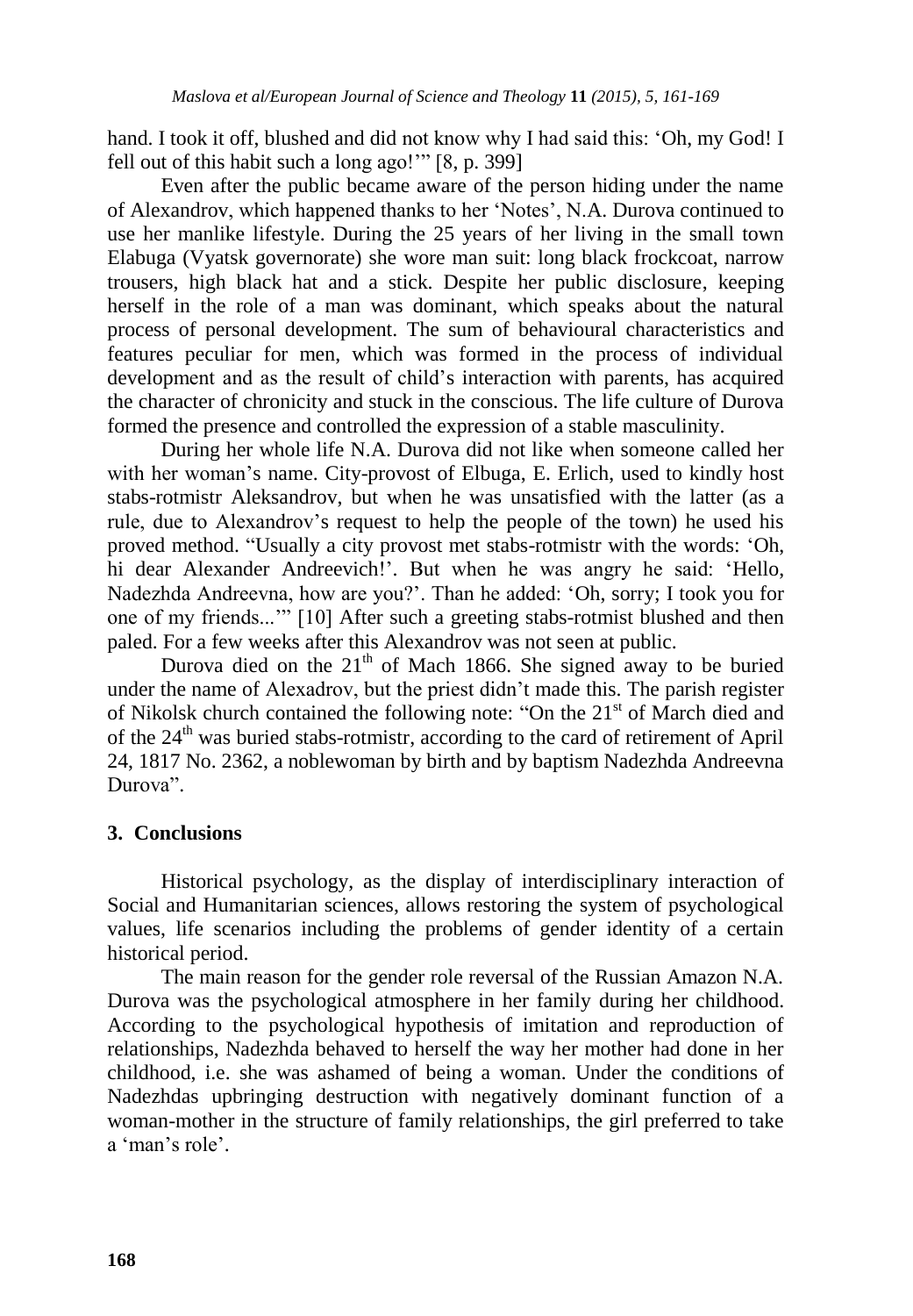hand. I took it off, blushed and did not know why I had said this: 'Oh, my God! I fell out of this habit such a long ago!'" [8, p. 399]

Even after the public became aware of the person hiding under the name of Alexandrov, which happened thanks to her 'Notes', N.A. Durova continued to use her manlike lifestyle. During the 25 years of her living in the small town Elabuga (Vyatsk governorate) she wore man suit: long black frockcoat, narrow trousers, high black hat and a stick. Despite her public disclosure, keeping herself in the role of a man was dominant, which speaks about the natural process of personal development. The sum of behavioural characteristics and features peculiar for men, which was formed in the process of individual development and as the result of child's interaction with parents, has acquired the character of chronicity and stuck in the conscious. The life culture of Durova formed the presence and controlled the expression of a stable masculinity.

During her whole life N.A. Durova did not like when someone called her with her woman's name. City-provost of Elbuga, E. Erlich, used to kindly host stabs-rotmistr Aleksandrov, but when he was unsatisfied with the latter (as a rule, due to Alexandrov's request to help the people of the town) he used his proved method. "Usually a city provost met stabs-rotmistr with the words: 'Oh, hi dear Alexander Andreevich!'. But when he was angry he said: 'Hello, Nadezhda Andreevna, how are you?'. Than he added: 'Oh, sorry; I took you for one of my friends...'" [10] After such a greeting stabs-rotmist blushed and then paled. For a few weeks after this Alexandrov was not seen at public.

Durova died on the 21th of Mach 1866. She signed away to be buried under the name of Alexadrov, but the priest didn't made this. The parish register of Nikolsk church contained the following note: "On the 21st of March died and of the 24th was buried stabs-rotmistr, according to the card of retirement of April 24, 1817 No. 2362, a noblewoman by birth and by baptism Nadezhda Andreevna Durova".

## 3. Conclusions

Historical psychology, as the display of interdisciplinary interaction of Social and Humanitarian sciences, allows restoring the system of psychological values, life scenarios including the problems of gender identity of a certain historical period.

The main reason for the gender role reversal of the Russian Amazon N.A. Durova was the psychological atmosphere in her family during her childhood. According to the psychological hypothesis of imitation and reproduction of relationships, Nadezhda behaved to herself the way her mother had done in her childhood, i.e. she was ashamed of being a woman. Under the conditions of Nadezhdas upbringing destruction with negatively dominant function of a woman-mother in the structure of family relationships, the girl preferred to take a 'man's role'.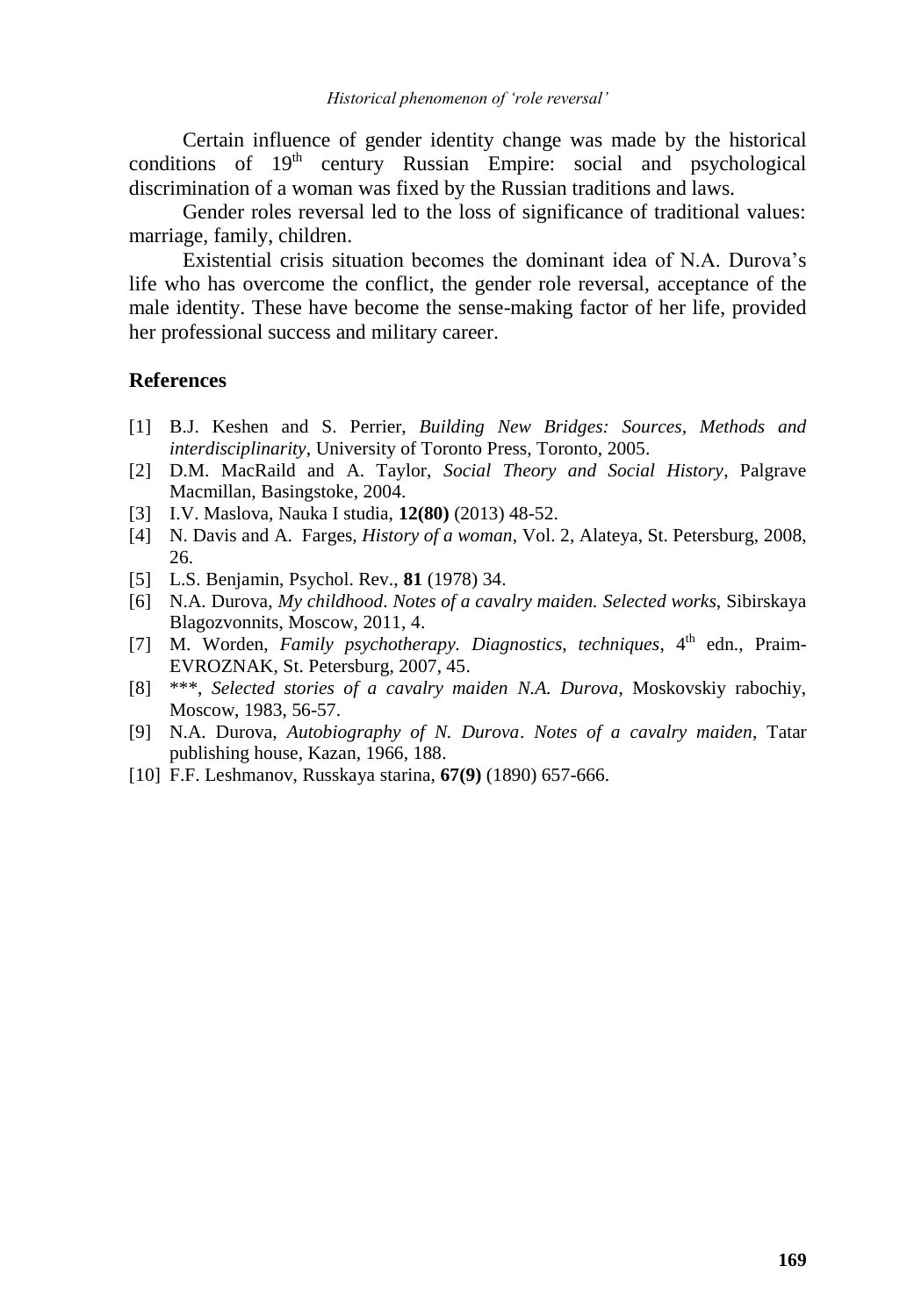Certain influence of gender identity change was made by the historical conditions of 19th century Russian Empire: social and psychological discrimination of a woman was fixed by the Russian traditions and laws.

Gender roles reversal led to the loss of significance of traditional values: marriage, family, children.

Existential crisis situation becomes the dominant idea of N.A. Durova's life who has overcome the conflict, the gender role reversal, acceptance of the male identity. These have become the sense-making factor of her life, provided her professional success and military career.

## References

[1] B.J. Keshen and S. Perrier, *Building New Bridges: Sources, Methods and interdisciplinarity*, University of Toronto Press, Toronto, 2005.

[2] D.M. MacRaild and A. Taylor, *Social Theory and Social History*, Palgrave Macmillan, Basingstoke, 2004.

[3] I.V. Maslova, Nauka I studia, **12(80)** (2013) 48-52.

[4] N. Davis and A. Farges, *History of a woman*, Vol. 2, Alateya, St. Petersburg, 2008, 26.

[5] L.S. Benjamin, Psychol. Rev., **81** (1978) 34.

[6] N.A. Durova, *My childhood. Notes of a cavalry maiden. Selected works*, Sibirskaya Blagozvonnits, Moscow, 2011, 4.

[7] M. Worden, *Family psychotherapy. Diagnostics, techniques*, 4th edn., Praim-EVROZNAK, St. Petersburg, 2007, 45.

[8] ***, *Selected stories of a cavalry maiden N.A. Durova*, Moskovskiy rabochiy, Moscow, 1983, 56-57.

[9] N.A. Durova, *Autobiography of N. Durova*. *Notes of a cavalry maiden*, Tatar publishing house, Kazan, 1966, 188.

[10] F.F. Leshmanov, Russkaya starina, **67(9)** (1890) 657-666.